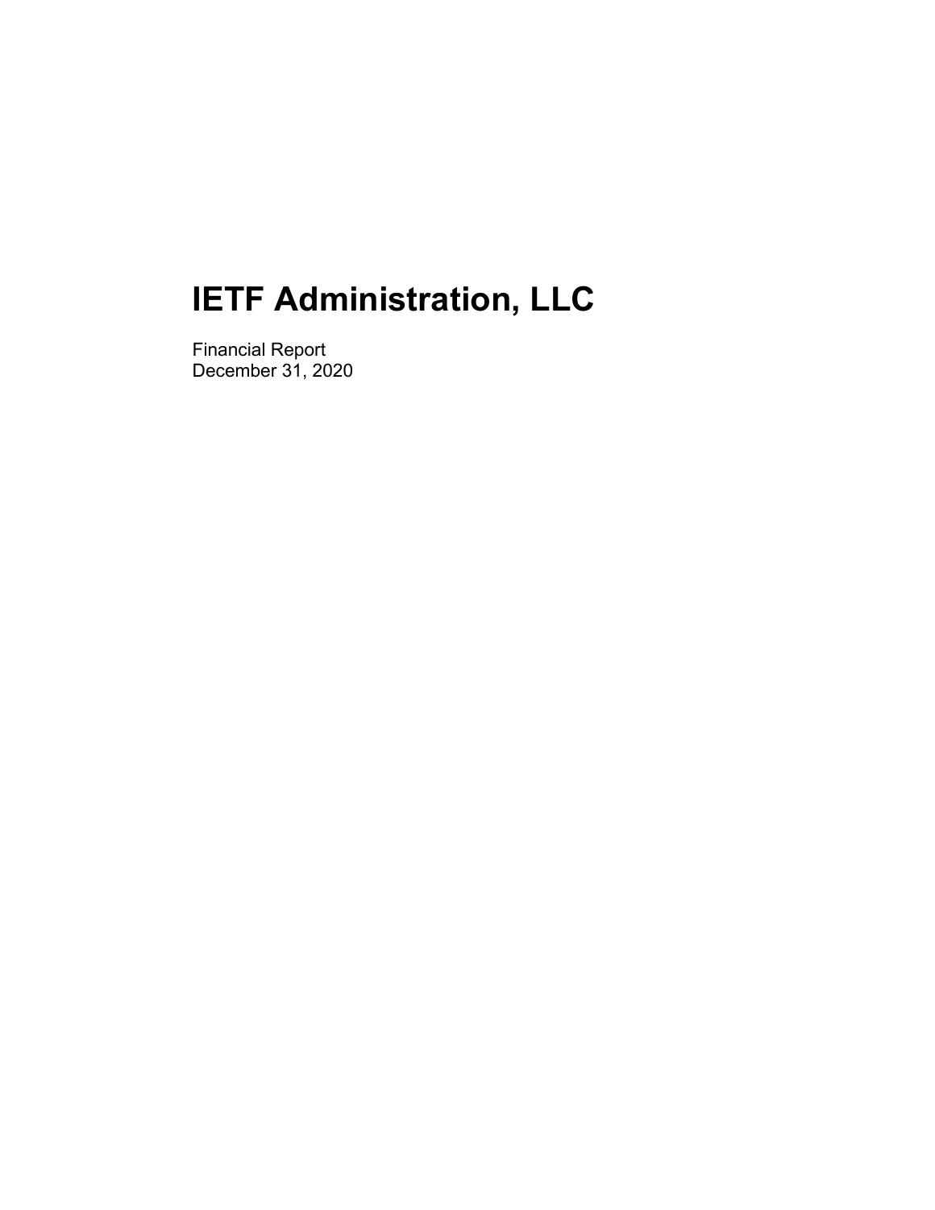# IETF Administration, LLC

Financial Report
December 31, 2020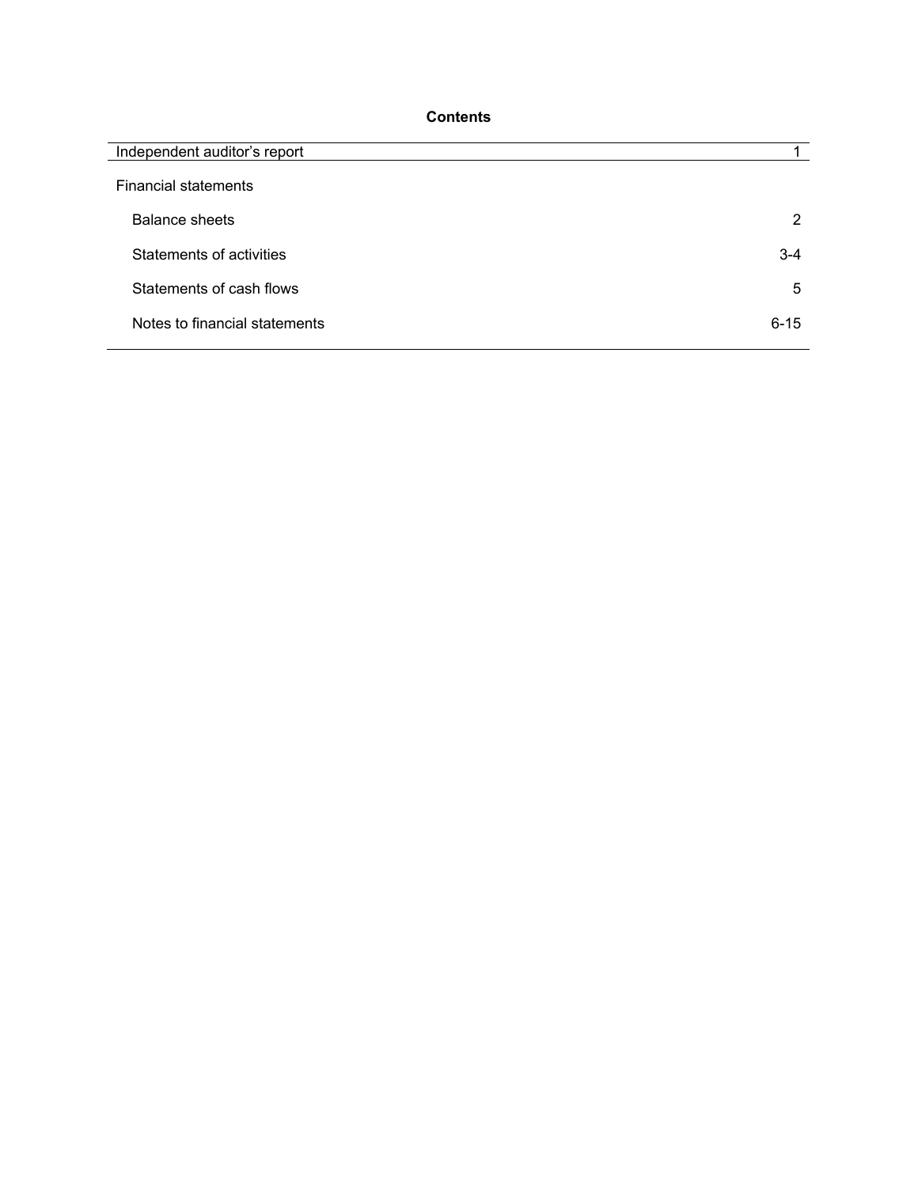**Contents**

| | |
|---|---|
| Independent auditor's report | 1 |
| Financial statements | |
| Balance sheets | 2 |
| Statements of activities | 3-4 |
| Statements of cash flows | 5 |
| Notes to financial statements | 6-15 |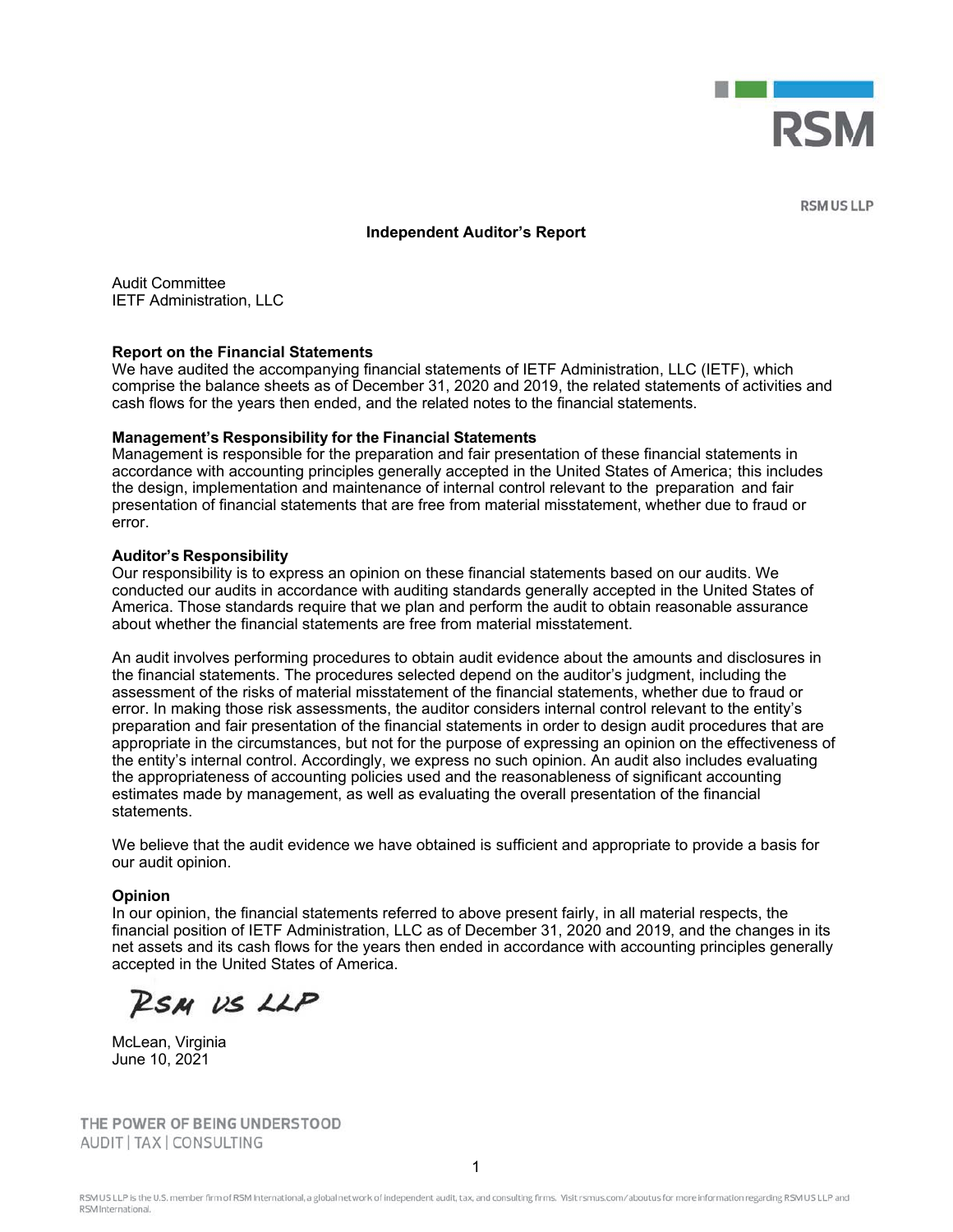RSM US LLP

# Independent Auditor's Report

Audit Committee
IETF Administration, LLC

**Report on the Financial Statements**
We have audited the accompanying financial statements of IETF Administration, LLC (IETF), which comprise the balance sheets as of December 31, 2020 and 2019, the related statements of activities and cash flows for the years then ended, and the related notes to the financial statements.

**Management's Responsibility for the Financial Statements**
Management is responsible for the preparation and fair presentation of these financial statements in accordance with accounting principles generally accepted in the United States of America; this includes the design, implementation and maintenance of internal control relevant to the preparation and fair presentation of financial statements that are free from material misstatement, whether due to fraud or error.

**Auditor's Responsibility**
Our responsibility is to express an opinion on these financial statements based on our audits. We conducted our audits in accordance with auditing standards generally accepted in the United States of America. Those standards require that we plan and perform the audit to obtain reasonable assurance about whether the financial statements are free from material misstatement.

An audit involves performing procedures to obtain audit evidence about the amounts and disclosures in the financial statements. The procedures selected depend on the auditor's judgment, including the assessment of the risks of material misstatement of the financial statements, whether due to fraud or error. In making those risk assessments, the auditor considers internal control relevant to the entity's preparation and fair presentation of the financial statements in order to design audit procedures that are appropriate in the circumstances, but not for the purpose of expressing an opinion on the effectiveness of the entity's internal control. Accordingly, we express no such opinion. An audit also includes evaluating the appropriateness of accounting policies used and the reasonableness of significant accounting estimates made by management, as well as evaluating the overall presentation of the financial statements.

We believe that the audit evidence we have obtained is sufficient and appropriate to provide a basis for our audit opinion.

**Opinion**
In our opinion, the financial statements referred to above present fairly, in all material respects, the financial position of IETF Administration, LLC as of December 31, 2020 and 2019, and the changes in its net assets and its cash flows for the years then ended in accordance with accounting principles generally accepted in the United States of America.

RSM US LLP

McLean, Virginia
June 10, 2021

THE POWER OF BEING UNDERSTOOD
AUDIT | TAX | CONSULTING

RSM US LLP is the U.S. member firm of RSM International, a global network of independent audit, tax, and consulting firms. Visit rsmus.com/aboutus for more information regarding RSM US LLP and RSM International.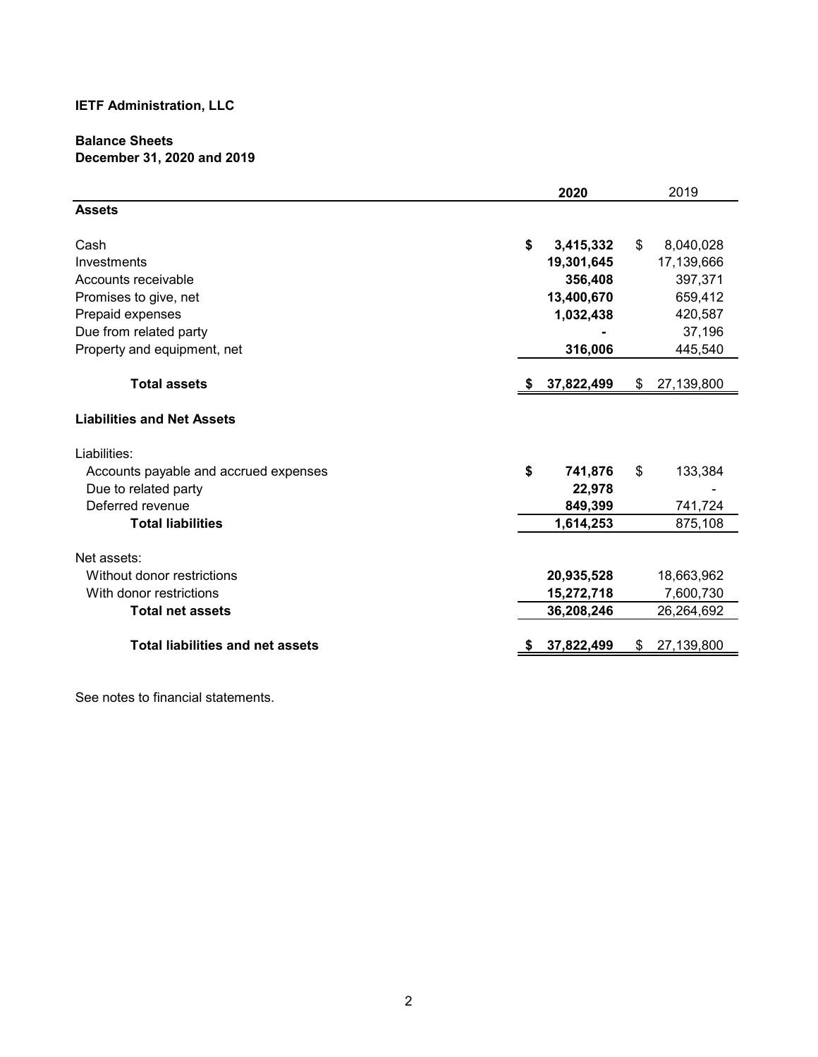**IETF Administration, LLC**

**Balance Sheets**
**December 31, 2020 and 2019**

| | 2020 | 2019 |
|---|---|---|
| **Assets** | | |
| Cash | $ 3,415,332 | $ 8,040,028 |
| Investments | 19,301,645 | 17,139,666 |
| Accounts receivable | 356,408 | 397,371 |
| Promises to give, net | 13,400,670 | 659,412 |
| Prepaid expenses | 1,032,438 | 420,587 |
| Due from related party | - | 37,196 |
| Property and equipment, net | 316,006 | 445,540 |
| **Total assets** | $ 37,822,499 | $ 27,139,800 |
| **Liabilities and Net Assets** | | |
| Liabilities: | | |
| Accounts payable and accrued expenses | $ 741,876 | $ 133,384 |
| Due to related party | 22,978 | - |
| Deferred revenue | 849,399 | 741,724 |
| **Total liabilities** | 1,614,253 | 875,108 |
| Net assets: | | |
| Without donor restrictions | 20,935,528 | 18,663,962 |
| With donor restrictions | 15,272,718 | 7,600,730 |
| **Total net assets** | 36,208,246 | 26,264,692 |
| **Total liabilities and net assets** | $ 37,822,499 | $ 27,139,800 |

See notes to financial statements.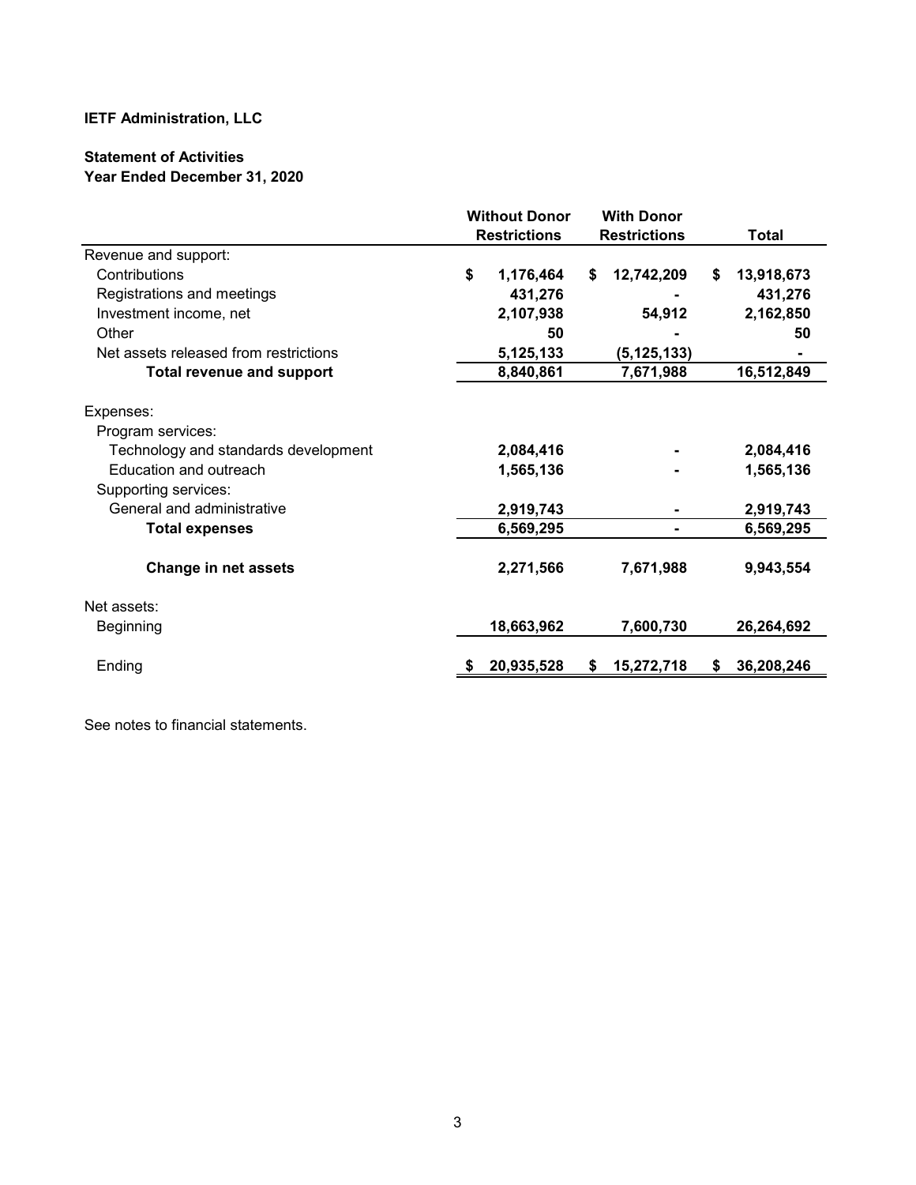**IETF Administration, LLC**

**Statement of Activities**
**Year Ended December 31, 2020**

| | Without Donor Restrictions | With Donor Restrictions | Total |
|---|---|---|---|
| Revenue and support: | | | |
| Contributions | $ 1,176,464 | $ 12,742,209 | $ 13,918,673 |
| Registrations and meetings | 431,276 | - | 431,276 |
| Investment income, net | 2,107,938 | 54,912 | 2,162,850 |
| Other | 50 | - | 50 |
| Net assets released from restrictions | 5,125,133 | (5,125,133) | - |
| **Total revenue and support** | 8,840,861 | 7,671,988 | 16,512,849 |
| Expenses: | | | |
| Program services: | | | |
| Technology and standards development | 2,084,416 | - | 2,084,416 |
| Education and outreach | 1,565,136 | - | 1,565,136 |
| Supporting services: | | | |
| General and administrative | 2,919,743 | - | 2,919,743 |
| **Total expenses** | 6,569,295 | - | 6,569,295 |
| **Change in net assets** | 2,271,566 | 7,671,988 | 9,943,554 |
| Net assets: | | | |
| Beginning | 18,663,962 | 7,600,730 | 26,264,692 |
| Ending | $ 20,935,528 | $ 15,272,718 | $ 36,208,246 |

See notes to financial statements.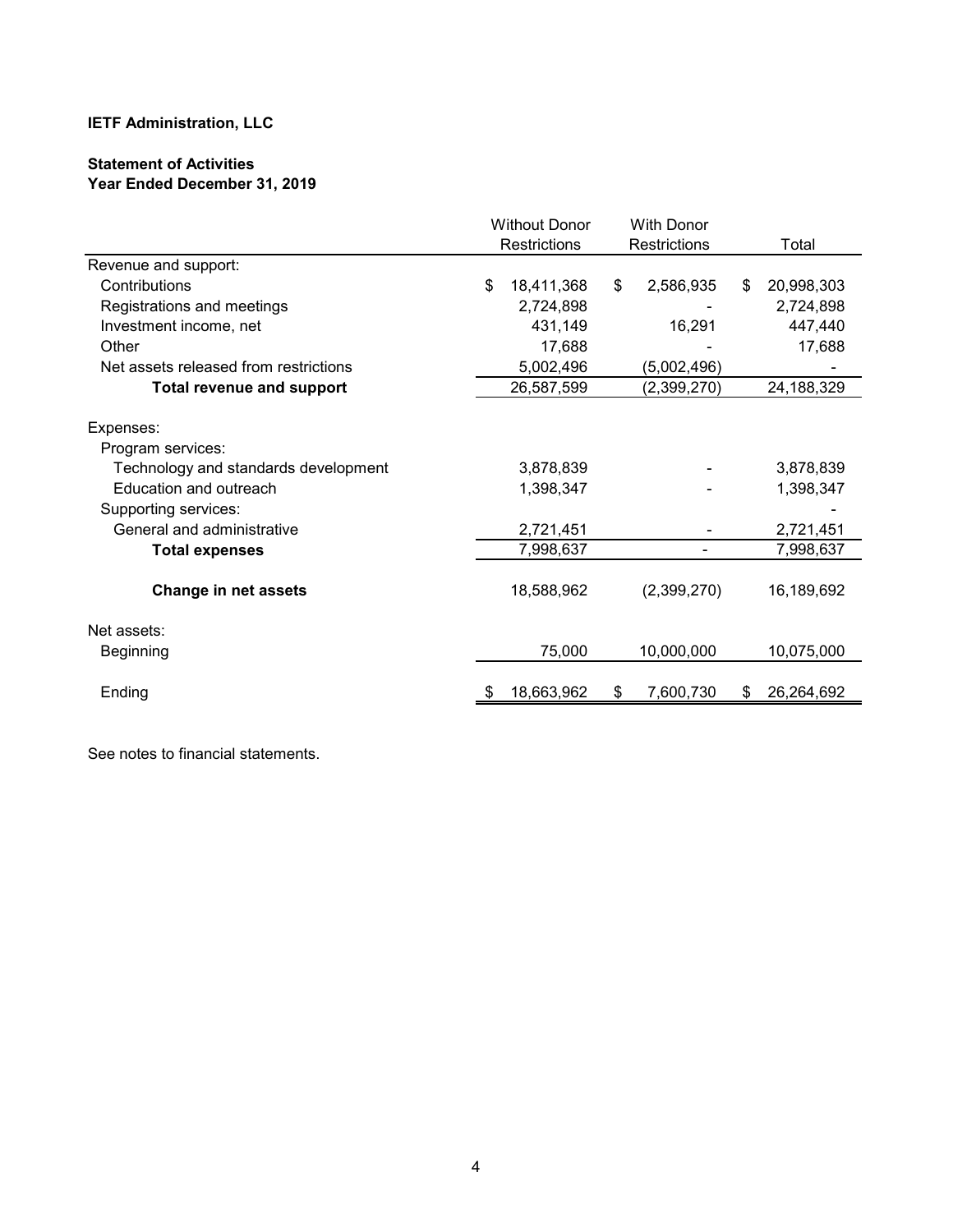**IETF Administration, LLC**

**Statement of Activities**
**Year Ended December 31, 2019**

| | Without Donor Restrictions | With Donor Restrictions | Total |
|---|---|---|---|
| Revenue and support: | | | |
| Contributions | $ 18,411,368 | $ 2,586,935 | $ 20,998,303 |
| Registrations and meetings | 2,724,898 | - | 2,724,898 |
| Investment income, net | 431,149 | 16,291 | 447,440 |
| Other | 17,688 | - | 17,688 |
| Net assets released from restrictions | 5,002,496 | (5,002,496) | - |
| **Total revenue and support** | 26,587,599 | (2,399,270) | 24,188,329 |
| Expenses: | | | |
| Program services: | | | |
| Technology and standards development | 3,878,839 | - | 3,878,839 |
| Education and outreach | 1,398,347 | - | 1,398,347 |
| Supporting services: | | | - |
| General and administrative | 2,721,451 | - | 2,721,451 |
| **Total expenses** | 7,998,637 | - | 7,998,637 |
| **Change in net assets** | 18,588,962 | (2,399,270) | 16,189,692 |
| Net assets: | | | |
| Beginning | 75,000 | 10,000,000 | 10,075,000 |
| Ending | $ 18,663,962 | $ 7,600,730 | $ 26,264,692 |

See notes to financial statements.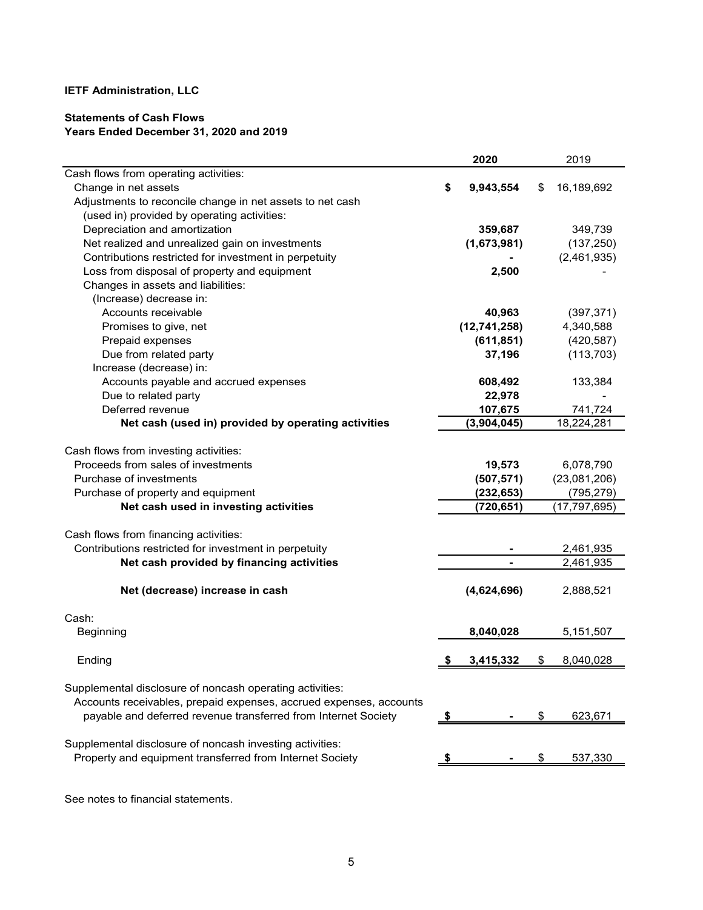**IETF Administration, LLC**

**Statements of Cash Flows**
**Years Ended December 31, 2020 and 2019**

| | **2020** | 2019 |
|---|---|---|
| Cash flows from operating activities: | | |
| Change in net assets | **$ 9,943,554** | $ 16,189,692 |
| Adjustments to reconcile change in net assets to net cash (used in) provided by operating activities: | | |
| Depreciation and amortization | **359,687** | 349,739 |
| Net realized and unrealized gain on investments | **(1,673,981)** | (137,250) |
| Contributions restricted for investment in perpetuity | **-** | (2,461,935) |
| Loss from disposal of property and equipment | **2,500** | - |
| Changes in assets and liabilities: | | |
| (Increase) decrease in: | | |
| Accounts receivable | **40,963** | (397,371) |
| Promises to give, net | **(12,741,258)** | 4,340,588 |
| Prepaid expenses | **(611,851)** | (420,587) |
| Due from related party | **37,196** | (113,703) |
| Increase (decrease) in: | | |
| Accounts payable and accrued expenses | **608,492** | 133,384 |
| Due to related party | **22,978** | - |
| Deferred revenue | **107,675** | 741,724 |
| **Net cash (used in) provided by operating activities** | **(3,904,045)** | 18,224,281 |
| | | |
| Cash flows from investing activities: | | |
| Proceeds from sales of investments | **19,573** | 6,078,790 |
| Purchase of investments | **(507,571)** | (23,081,206) |
| Purchase of property and equipment | **(232,653)** | (795,279) |
| **Net cash used in investing activities** | **(720,651)** | (17,797,695) |
| | | |
| Cash flows from financing activities: | | |
| Contributions restricted for investment in perpetuity | **-** | 2,461,935 |
| **Net cash provided by financing activities** | **-** | 2,461,935 |
| | | |
| **Net (decrease) increase in cash** | **(4,624,696)** | 2,888,521 |
| | | |
| Cash: | | |
| Beginning | **8,040,028** | 5,151,507 |
| | | |
| Ending | **$ 3,415,332** | $ 8,040,028 |
| | | |
| Supplemental disclosure of noncash operating activities: | | |
| Accounts receivables, prepaid expenses, accrued expenses, accounts payable and deferred revenue transferred from Internet Society | **$ -** | $ 623,671 |
| | | |
| Supplemental disclosure of noncash investing activities: | | |
| Property and equipment transferred from Internet Society | **$ -** | $ 537,330 |

See notes to financial statements.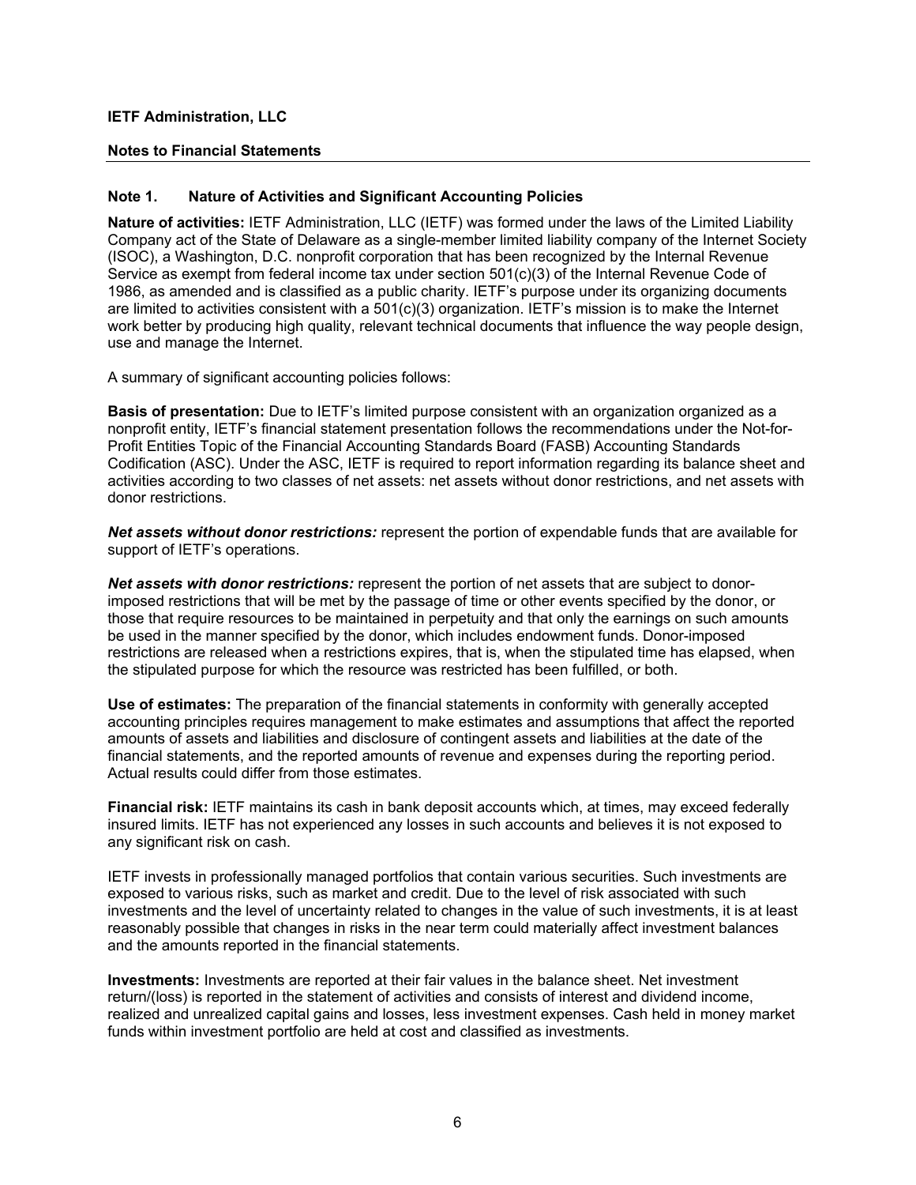**IETF Administration, LLC**

**Notes to Financial Statements**

## Note 1. Nature of Activities and Significant Accounting Policies

**Nature of activities:** IETF Administration, LLC (IETF) was formed under the laws of the Limited Liability Company act of the State of Delaware as a single-member limited liability company of the Internet Society (ISOC), a Washington, D.C. nonprofit corporation that has been recognized by the Internal Revenue Service as exempt from federal income tax under section 501(c)(3) of the Internal Revenue Code of 1986, as amended and is classified as a public charity. IETF's purpose under its organizing documents are limited to activities consistent with a 501(c)(3) organization. IETF's mission is to make the Internet work better by producing high quality, relevant technical documents that influence the way people design, use and manage the Internet.

A summary of significant accounting policies follows:

**Basis of presentation:** Due to IETF's limited purpose consistent with an organization organized as a nonprofit entity, IETF's financial statement presentation follows the recommendations under the Not-for-Profit Entities Topic of the Financial Accounting Standards Board (FASB) Accounting Standards Codification (ASC). Under the ASC, IETF is required to report information regarding its balance sheet and activities according to two classes of net assets: net assets without donor restrictions, and net assets with donor restrictions.

***Net assets without donor restrictions:*** represent the portion of expendable funds that are available for support of IETF's operations.

***Net assets with donor restrictions:*** represent the portion of net assets that are subject to donor-imposed restrictions that will be met by the passage of time or other events specified by the donor, or those that require resources to be maintained in perpetuity and that only the earnings on such amounts be used in the manner specified by the donor, which includes endowment funds. Donor-imposed restrictions are released when a restrictions expires, that is, when the stipulated time has elapsed, when the stipulated purpose for which the resource was restricted has been fulfilled, or both.

**Use of estimates:** The preparation of the financial statements in conformity with generally accepted accounting principles requires management to make estimates and assumptions that affect the reported amounts of assets and liabilities and disclosure of contingent assets and liabilities at the date of the financial statements, and the reported amounts of revenue and expenses during the reporting period. Actual results could differ from those estimates.

**Financial risk:** IETF maintains its cash in bank deposit accounts which, at times, may exceed federally insured limits. IETF has not experienced any losses in such accounts and believes it is not exposed to any significant risk on cash.

IETF invests in professionally managed portfolios that contain various securities. Such investments are exposed to various risks, such as market and credit. Due to the level of risk associated with such investments and the level of uncertainty related to changes in the value of such investments, it is at least reasonably possible that changes in risks in the near term could materially affect investment balances and the amounts reported in the financial statements.

**Investments:** Investments are reported at their fair values in the balance sheet. Net investment return/(loss) is reported in the statement of activities and consists of interest and dividend income, realized and unrealized capital gains and losses, less investment expenses. Cash held in money market funds within investment portfolio are held at cost and classified as investments.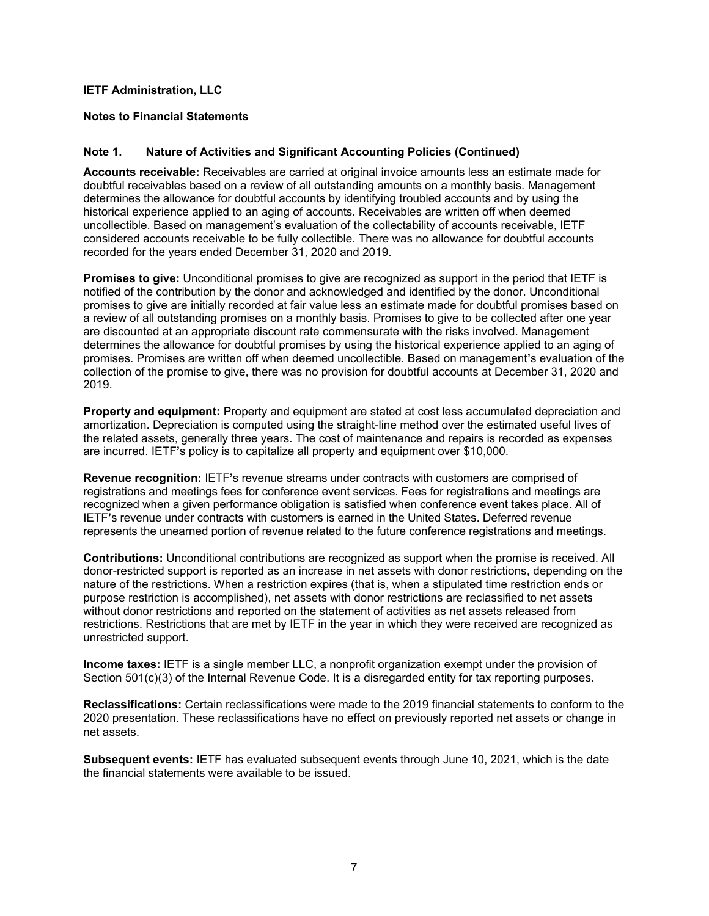**IETF Administration, LLC**

**Notes to Financial Statements**

## Note 1. Nature of Activities and Significant Accounting Policies (Continued)

**Accounts receivable:** Receivables are carried at original invoice amounts less an estimate made for doubtful receivables based on a review of all outstanding amounts on a monthly basis. Management determines the allowance for doubtful accounts by identifying troubled accounts and by using the historical experience applied to an aging of accounts. Receivables are written off when deemed uncollectible. Based on management's evaluation of the collectability of accounts receivable, IETF considered accounts receivable to be fully collectible. There was no allowance for doubtful accounts recorded for the years ended December 31, 2020 and 2019.

**Promises to give:** Unconditional promises to give are recognized as support in the period that IETF is notified of the contribution by the donor and acknowledged and identified by the donor. Unconditional promises to give are initially recorded at fair value less an estimate made for doubtful promises based on a review of all outstanding promises on a monthly basis. Promises to give to be collected after one year are discounted at an appropriate discount rate commensurate with the risks involved. Management determines the allowance for doubtful promises by using the historical experience applied to an aging of promises. Promises are written off when deemed uncollectible. Based on management's evaluation of the collection of the promise to give, there was no provision for doubtful accounts at December 31, 2020 and 2019.

**Property and equipment:** Property and equipment are stated at cost less accumulated depreciation and amortization. Depreciation is computed using the straight-line method over the estimated useful lives of the related assets, generally three years. The cost of maintenance and repairs is recorded as expenses are incurred. IETF's policy is to capitalize all property and equipment over $10,000.

**Revenue recognition:** IETF's revenue streams under contracts with customers are comprised of registrations and meetings fees for conference event services. Fees for registrations and meetings are recognized when a given performance obligation is satisfied when conference event takes place. All of IETF's revenue under contracts with customers is earned in the United States. Deferred revenue represents the unearned portion of revenue related to the future conference registrations and meetings.

**Contributions:** Unconditional contributions are recognized as support when the promise is received. All donor-restricted support is reported as an increase in net assets with donor restrictions, depending on the nature of the restrictions. When a restriction expires (that is, when a stipulated time restriction ends or purpose restriction is accomplished), net assets with donor restrictions are reclassified to net assets without donor restrictions and reported on the statement of activities as net assets released from restrictions. Restrictions that are met by IETF in the year in which they were received are recognized as unrestricted support.

**Income taxes:** IETF is a single member LLC, a nonprofit organization exempt under the provision of Section 501(c)(3) of the Internal Revenue Code. It is a disregarded entity for tax reporting purposes.

**Reclassifications:** Certain reclassifications were made to the 2019 financial statements to conform to the 2020 presentation. These reclassifications have no effect on previously reported net assets or change in net assets.

**Subsequent events:** IETF has evaluated subsequent events through June 10, 2021, which is the date the financial statements were available to be issued.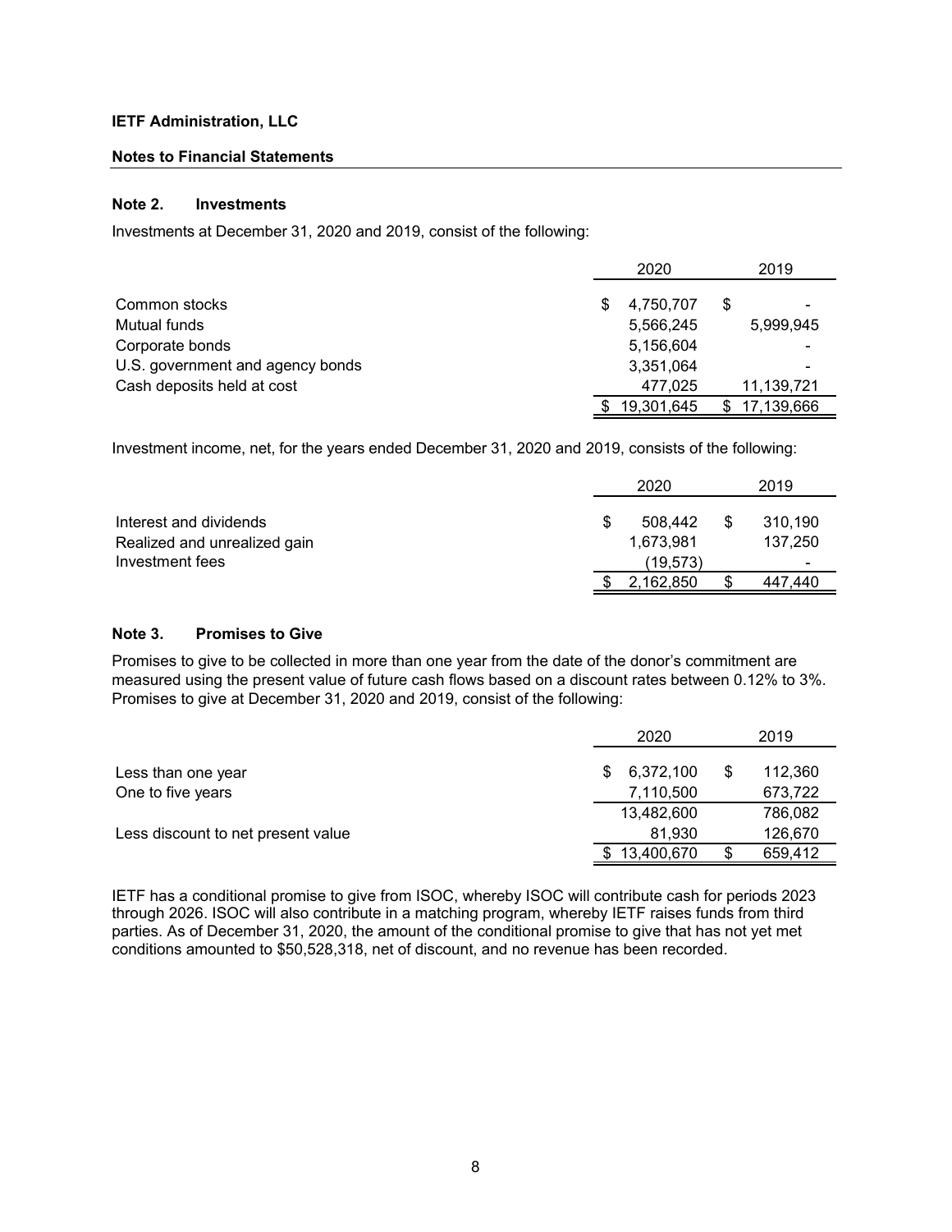**IETF Administration, LLC**

**Notes to Financial Statements**

## Note 2. Investments

Investments at December 31, 2020 and 2019, consist of the following:

| | 2020 | 2019 |
|---|---|---|
| Common stocks | $ 4,750,707 | $ - |
| Mutual funds | 5,566,245 | 5,999,945 |
| Corporate bonds | 5,156,604 | - |
| U.S. government and agency bonds | 3,351,064 | - |
| Cash deposits held at cost | 477,025 | 11,139,721 |
| | $ 19,301,645 | $ 17,139,666 |

Investment income, net, for the years ended December 31, 2020 and 2019, consists of the following:

| | 2020 | 2019 |
|---|---|---|
| Interest and dividends | $ 508,442 | $ 310,190 |
| Realized and unrealized gain | 1,673,981 | 137,250 |
| Investment fees | (19,573) | - |
| | $ 2,162,850 | $ 447,440 |

## Note 3. Promises to Give

Promises to give to be collected in more than one year from the date of the donor's commitment are measured using the present value of future cash flows based on a discount rates between 0.12% to 3%. Promises to give at December 31, 2020 and 2019, consist of the following:

| | 2020 | 2019 |
|---|---|---|
| Less than one year | $ 6,372,100 | $ 112,360 |
| One to five years | 7,110,500 | 673,722 |
| | 13,482,600 | 786,082 |
| Less discount to net present value | 81,930 | 126,670 |
| | $ 13,400,670 | $ 659,412 |

IETF has a conditional promise to give from ISOC, whereby ISOC will contribute cash for periods 2023 through 2026. ISOC will also contribute in a matching program, whereby IETF raises funds from third parties. As of December 31, 2020, the amount of the conditional promise to give that has not yet met conditions amounted to $50,528,318, net of discount, and no revenue has been recorded.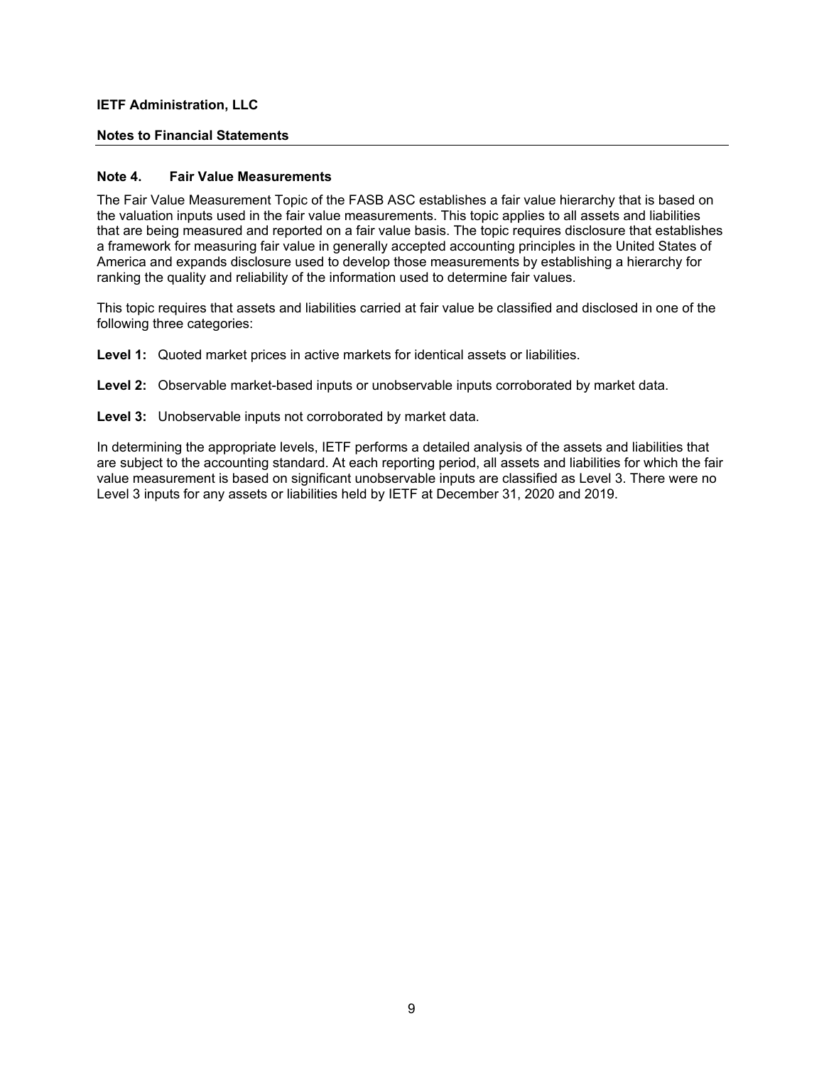**IETF Administration, LLC**

**Notes to Financial Statements**

## Note 4. Fair Value Measurements

The Fair Value Measurement Topic of the FASB ASC establishes a fair value hierarchy that is based on the valuation inputs used in the fair value measurements. This topic applies to all assets and liabilities that are being measured and reported on a fair value basis. The topic requires disclosure that establishes a framework for measuring fair value in generally accepted accounting principles in the United States of America and expands disclosure used to develop those measurements by establishing a hierarchy for ranking the quality and reliability of the information used to determine fair values.

This topic requires that assets and liabilities carried at fair value be classified and disclosed in one of the following three categories:

**Level 1:** Quoted market prices in active markets for identical assets or liabilities.

**Level 2:** Observable market-based inputs or unobservable inputs corroborated by market data.

**Level 3:** Unobservable inputs not corroborated by market data.

In determining the appropriate levels, IETF performs a detailed analysis of the assets and liabilities that are subject to the accounting standard. At each reporting period, all assets and liabilities for which the fair value measurement is based on significant unobservable inputs are classified as Level 3. There were no Level 3 inputs for any assets or liabilities held by IETF at December 31, 2020 and 2019.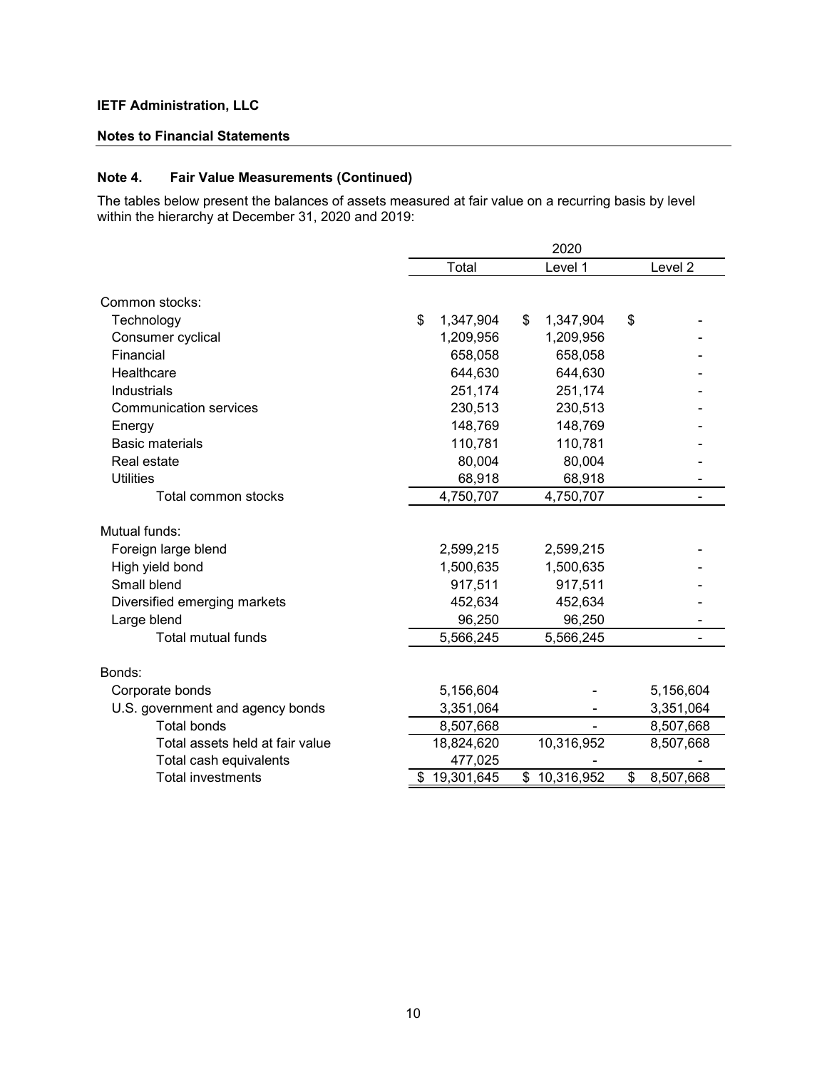**IETF Administration, LLC**

**Notes to Financial Statements**

### Note 4. Fair Value Measurements (Continued)

The tables below present the balances of assets measured at fair value on a recurring basis by level within the hierarchy at December 31, 2020 and 2019:

| | 2020 | | |
|---|---|---|---|
| | Total | Level 1 | Level 2 |
| Common stocks: | | | |
| Technology | $ 1,347,904 | $ 1,347,904 | $ - |
| Consumer cyclical | 1,209,956 | 1,209,956 | - |
| Financial | 658,058 | 658,058 | - |
| Healthcare | 644,630 | 644,630 | - |
| Industrials | 251,174 | 251,174 | - |
| Communication services | 230,513 | 230,513 | - |
| Energy | 148,769 | 148,769 | - |
| Basic materials | 110,781 | 110,781 | - |
| Real estate | 80,004 | 80,004 | - |
| Utilities | 68,918 | 68,918 | - |
| Total common stocks | 4,750,707 | 4,750,707 | - |
| Mutual funds: | | | |
| Foreign large blend | 2,599,215 | 2,599,215 | - |
| High yield bond | 1,500,635 | 1,500,635 | - |
| Small blend | 917,511 | 917,511 | - |
| Diversified emerging markets | 452,634 | 452,634 | - |
| Large blend | 96,250 | 96,250 | - |
| Total mutual funds | 5,566,245 | 5,566,245 | - |
| Bonds: | | | |
| Corporate bonds | 5,156,604 | - | 5,156,604 |
| U.S. government and agency bonds | 3,351,064 | - | 3,351,064 |
| Total bonds | 8,507,668 | - | 8,507,668 |
| Total assets held at fair value | 18,824,620 | 10,316,952 | 8,507,668 |
| Total cash equivalents | 477,025 | - | - |
| Total investments | $ 19,301,645 | $ 10,316,952 | $ 8,507,668 |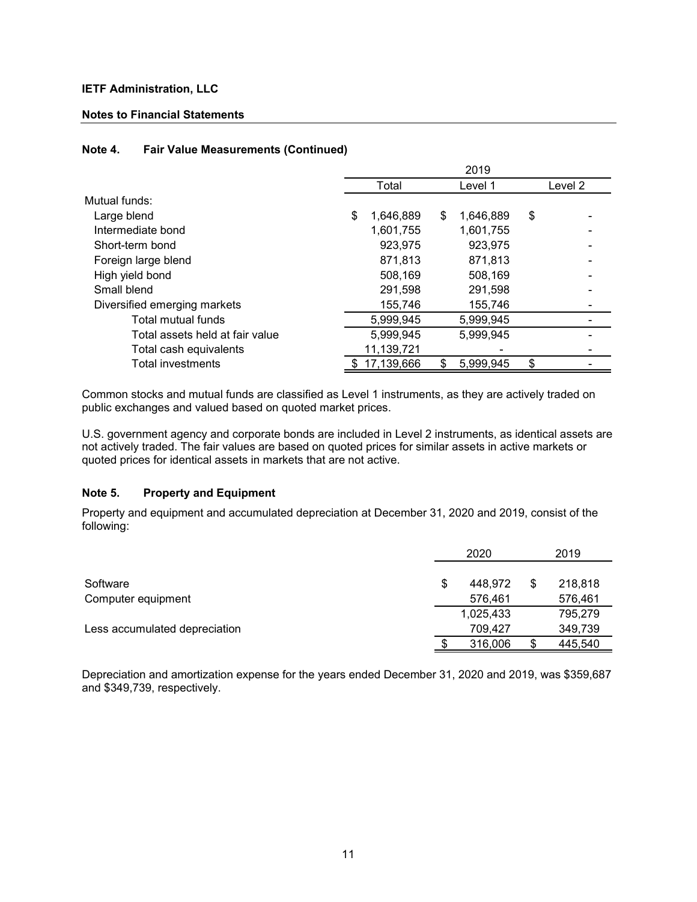**IETF Administration, LLC**

**Notes to Financial Statements**

### Note 4. Fair Value Measurements (Continued)

| | 2019 | | |
|---|---|---|---|
| | Total | Level 1 | Level 2 |
| Mutual funds: | | | |
| Large blend | $ 1,646,889 | $ 1,646,889 | $ - |
| Intermediate bond | 1,601,755 | 1,601,755 | - |
| Short-term bond | 923,975 | 923,975 | - |
| Foreign large blend | 871,813 | 871,813 | - |
| High yield bond | 508,169 | 508,169 | - |
| Small blend | 291,598 | 291,598 | - |
| Diversified emerging markets | 155,746 | 155,746 | - |
| Total mutual funds | 5,999,945 | 5,999,945 | - |
| Total assets held at fair value | 5,999,945 | 5,999,945 | - |
| Total cash equivalents | 11,139,721 | - | - |
| Total investments | $ 17,139,666 | $ 5,999,945 | $ - |

Common stocks and mutual funds are classified as Level 1 instruments, as they are actively traded on public exchanges and valued based on quoted market prices.

U.S. government agency and corporate bonds are included in Level 2 instruments, as identical assets are not actively traded. The fair values are based on quoted prices for similar assets in active markets or quoted prices for identical assets in markets that are not active.

### Note 5. Property and Equipment

Property and equipment and accumulated depreciation at December 31, 2020 and 2019, consist of the following:

| | 2020 | 2019 |
|---|---|---|
| Software | $ 448,972 | $ 218,818 |
| Computer equipment | 576,461 | 576,461 |
| | 1,025,433 | 795,279 |
| Less accumulated depreciation | 709,427 | 349,739 |
| | $ 316,006 | $ 445,540 |

Depreciation and amortization expense for the years ended December 31, 2020 and 2019, was $359,687 and $349,739, respectively.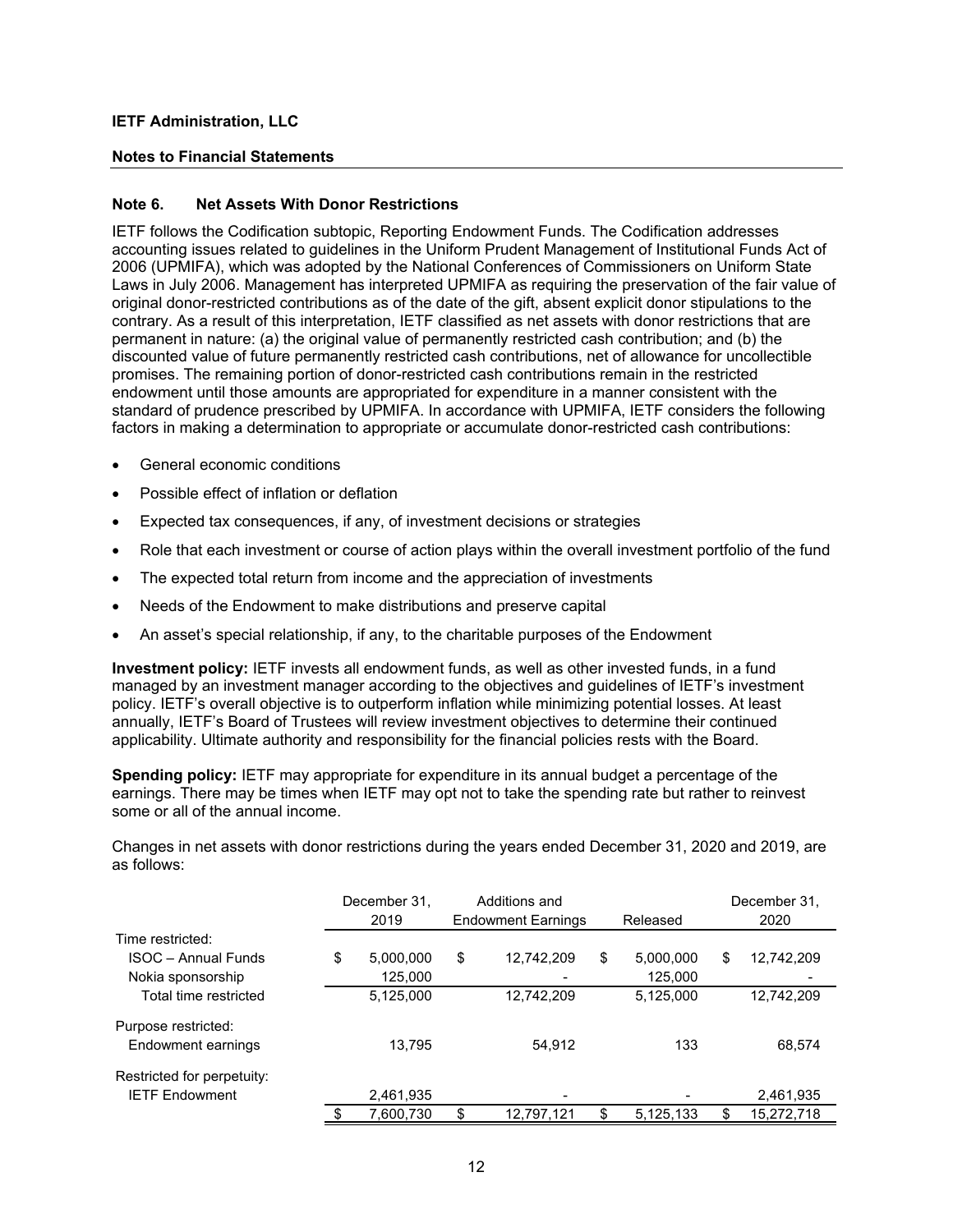**IETF Administration, LLC**

**Notes to Financial Statements**

### Note 6. Net Assets With Donor Restrictions

IETF follows the Codification subtopic, Reporting Endowment Funds. The Codification addresses accounting issues related to guidelines in the Uniform Prudent Management of Institutional Funds Act of 2006 (UPMIFA), which was adopted by the National Conferences of Commissioners on Uniform State Laws in July 2006. Management has interpreted UPMIFA as requiring the preservation of the fair value of original donor-restricted contributions as of the date of the gift, absent explicit donor stipulations to the contrary. As a result of this interpretation, IETF classified as net assets with donor restrictions that are permanent in nature: (a) the original value of permanently restricted cash contribution; and (b) the discounted value of future permanently restricted cash contributions, net of allowance for uncollectible promises. The remaining portion of donor-restricted cash contributions remain in the restricted endowment until those amounts are appropriated for expenditure in a manner consistent with the standard of prudence prescribed by UPMIFA. In accordance with UPMIFA, IETF considers the following factors in making a determination to appropriate or accumulate donor-restricted cash contributions:

- General economic conditions
- Possible effect of inflation or deflation
- Expected tax consequences, if any, of investment decisions or strategies
- Role that each investment or course of action plays within the overall investment portfolio of the fund
- The expected total return from income and the appreciation of investments
- Needs of the Endowment to make distributions and preserve capital
- An asset's special relationship, if any, to the charitable purposes of the Endowment

**Investment policy:** IETF invests all endowment funds, as well as other invested funds, in a fund managed by an investment manager according to the objectives and guidelines of IETF's investment policy. IETF's overall objective is to outperform inflation while minimizing potential losses. At least annually, IETF's Board of Trustees will review investment objectives to determine their continued applicability. Ultimate authority and responsibility for the financial policies rests with the Board.

**Spending policy:** IETF may appropriate for expenditure in its annual budget a percentage of the earnings. There may be times when IETF may opt not to take the spending rate but rather to reinvest some or all of the annual income.

Changes in net assets with donor restrictions during the years ended December 31, 2020 and 2019, are as follows:

| | December 31, 2019 | Additions and Endowment Earnings | Released | December 31, 2020 |
|---|---|---|---|---|
| Time restricted: | | | | |
| ISOC – Annual Funds | $ 5,000,000 | $ 12,742,209 | $ 5,000,000 | $ 12,742,209 |
| Nokia sponsorship | 125,000 | - | 125,000 | - |
| Total time restricted | 5,125,000 | 12,742,209 | 5,125,000 | 12,742,209 |
| Purpose restricted: | | | | |
| Endowment earnings | 13,795 | 54,912 | 133 | 68,574 |
| Restricted for perpetuity: | | | | |
| IETF Endowment | 2,461,935 | - | - | 2,461,935 |
| | $ 7,600,730 | $ 12,797,121 | $ 5,125,133 | $ 15,272,718 |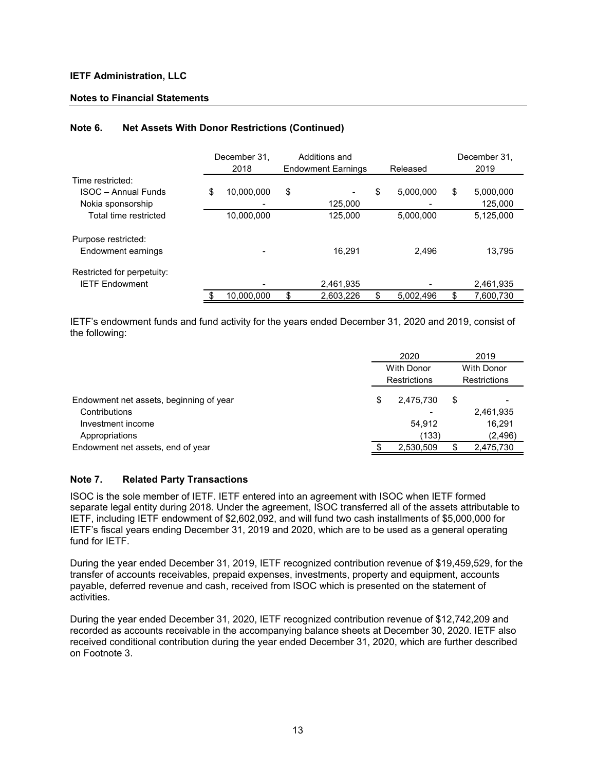**IETF Administration, LLC**

**Notes to Financial Statements**

### Note 6. Net Assets With Donor Restrictions (Continued)

| | December 31, 2018 | Additions and Endowment Earnings | Released | December 31, 2019 |
|---|---|---|---|---|
| Time restricted: | | | | |
| ISOC – Annual Funds | $ 10,000,000 | $ - | $ 5,000,000 | $ 5,000,000 |
| Nokia sponsorship | - | 125,000 | - | 125,000 |
| Total time restricted | 10,000,000 | 125,000 | 5,000,000 | 5,125,000 |
| Purpose restricted: | | | | |
| Endowment earnings | - | 16,291 | 2,496 | 13,795 |
| Restricted for perpetuity: | | | | |
| IETF Endowment | - | 2,461,935 | - | 2,461,935 |
| | $ 10,000,000 | $ 2,603,226 | $ 5,002,496 | $ 7,600,730 |

IETF's endowment funds and fund activity for the years ended December 31, 2020 and 2019, consist of the following:

| | 2020 | 2019 |
|---|---|---|
| | With Donor Restrictions | With Donor Restrictions |
| Endowment net assets, beginning of year | $ 2,475,730 | $ - |
| Contributions | - | 2,461,935 |
| Investment income | 54,912 | 16,291 |
| Appropriations | (133) | (2,496) |
| Endowment net assets, end of year | $ 2,530,509 | $ 2,475,730 |

### Note 7. Related Party Transactions

ISOC is the sole member of IETF. IETF entered into an agreement with ISOC when IETF formed separate legal entity during 2018. Under the agreement, ISOC transferred all of the assets attributable to IETF, including IETF endowment of $2,602,092, and will fund two cash installments of $5,000,000 for IETF's fiscal years ending December 31, 2019 and 2020, which are to be used as a general operating fund for IETF.

During the year ended December 31, 2019, IETF recognized contribution revenue of $19,459,529, for the transfer of accounts receivables, prepaid expenses, investments, property and equipment, accounts payable, deferred revenue and cash, received from ISOC which is presented on the statement of activities.

During the year ended December 31, 2020, IETF recognized contribution revenue of $12,742,209 and recorded as accounts receivable in the accompanying balance sheets at December 30, 2020. IETF also received conditional contribution during the year ended December 31, 2020, which are further described on Footnote 3.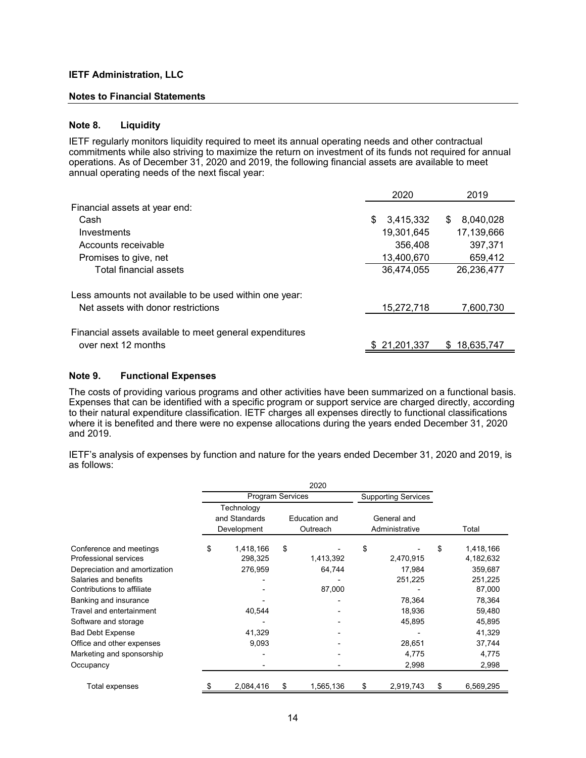**IETF Administration, LLC**

**Notes to Financial Statements**

## Note 8. Liquidity

IETF regularly monitors liquidity required to meet its annual operating needs and other contractual commitments while also striving to maximize the return on investment of its funds not required for annual operations. As of December 31, 2020 and 2019, the following financial assets are available to meet annual operating needs of the next fiscal year:

| | 2020 | 2019 |
|---|---|---|
| Financial assets at year end: | | |
| Cash | $ 3,415,332 | $ 8,040,028 |
| Investments | 19,301,645 | 17,139,666 |
| Accounts receivable | 356,408 | 397,371 |
| Promises to give, net | 13,400,670 | 659,412 |
| Total financial assets | 36,474,055 | 26,236,477 |
| Less amounts not available to be used within one year: | | |
| Net assets with donor restrictions | 15,272,718 | 7,600,730 |
| Financial assets available to meet general expenditures over next 12 months | $ 21,201,337 | $ 18,635,747 |

## Note 9. Functional Expenses

The costs of providing various programs and other activities have been summarized on a functional basis. Expenses that can be identified with a specific program or support service are charged directly, according to their natural expenditure classification. IETF charges all expenses directly to functional classifications where it is benefited and there were no expense allocations during the years ended December 31, 2020 and 2019.

IETF's analysis of expenses by function and nature for the years ended December 31, 2020 and 2019, is as follows:

| | 2020 | | | |
|---|---|---|---|---|
| | Program Services | | Supporting Services | |
| | Technology and Standards Development | Education and Outreach | General and Administrative | Total |
| Conference and meetings | $ 1,418,166 | $ - | $ - | $ 1,418,166 |
| Professional services | 298,325 | 1,413,392 | 2,470,915 | 4,182,632 |
| Depreciation and amortization | 276,959 | 64,744 | 17,984 | 359,687 |
| Salaries and benefits | - | - | 251,225 | 251,225 |
| Contributions to affiliate | - | 87,000 | - | 87,000 |
| Banking and insurance | - | - | 78,364 | 78,364 |
| Travel and entertainment | 40,544 | - | 18,936 | 59,480 |
| Software and storage | - | - | 45,895 | 45,895 |
| Bad Debt Expense | 41,329 | - | - | 41,329 |
| Office and other expenses | 9,093 | - | 28,651 | 37,744 |
| Marketing and sponsorship | - | - | 4,775 | 4,775 |
| Occupancy | - | - | 2,998 | 2,998 |
| Total expenses | $ 2,084,416 | $ 1,565,136 | $ 2,919,743 | $ 6,569,295 |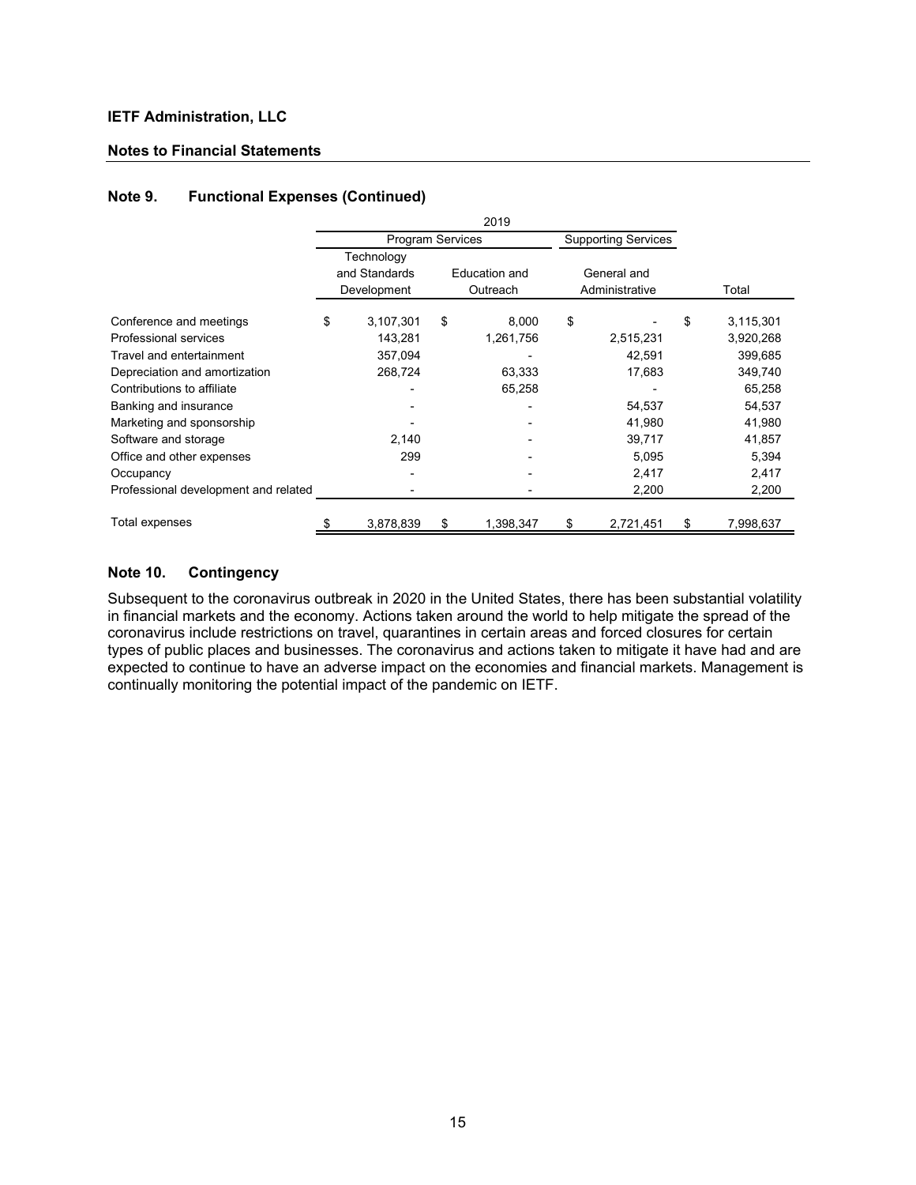**IETF Administration, LLC**

**Notes to Financial Statements**

## Note 9. Functional Expenses (Continued)

| | 2019 | | | |
|---|---|---|---|---|
| | Program Services | | Supporting Services | |
| | Technology and Standards Development | Education and Outreach | General and Administrative | Total |
| Conference and meetings | $ 3,107,301 | $ 8,000 | $ - | $ 3,115,301 |
| Professional services | 143,281 | 1,261,756 | 2,515,231 | 3,920,268 |
| Travel and entertainment | 357,094 | - | 42,591 | 399,685 |
| Depreciation and amortization | 268,724 | 63,333 | 17,683 | 349,740 |
| Contributions to affiliate | - | 65,258 | - | 65,258 |
| Banking and insurance | - | - | 54,537 | 54,537 |
| Marketing and sponsorship | - | - | 41,980 | 41,980 |
| Software and storage | 2,140 | - | 39,717 | 41,857 |
| Office and other expenses | 299 | - | 5,095 | 5,394 |
| Occupancy | - | - | 2,417 | 2,417 |
| Professional development and related | - | - | 2,200 | 2,200 |
| Total expenses | $ 3,878,839 | $ 1,398,347 | $ 2,721,451 | $ 7,998,637 |

## Note 10. Contingency

Subsequent to the coronavirus outbreak in 2020 in the United States, there has been substantial volatility in financial markets and the economy. Actions taken around the world to help mitigate the spread of the coronavirus include restrictions on travel, quarantines in certain areas and forced closures for certain types of public places and businesses. The coronavirus and actions taken to mitigate it have had and are expected to continue to have an adverse impact on the economies and financial markets. Management is continually monitoring the potential impact of the pandemic on IETF.